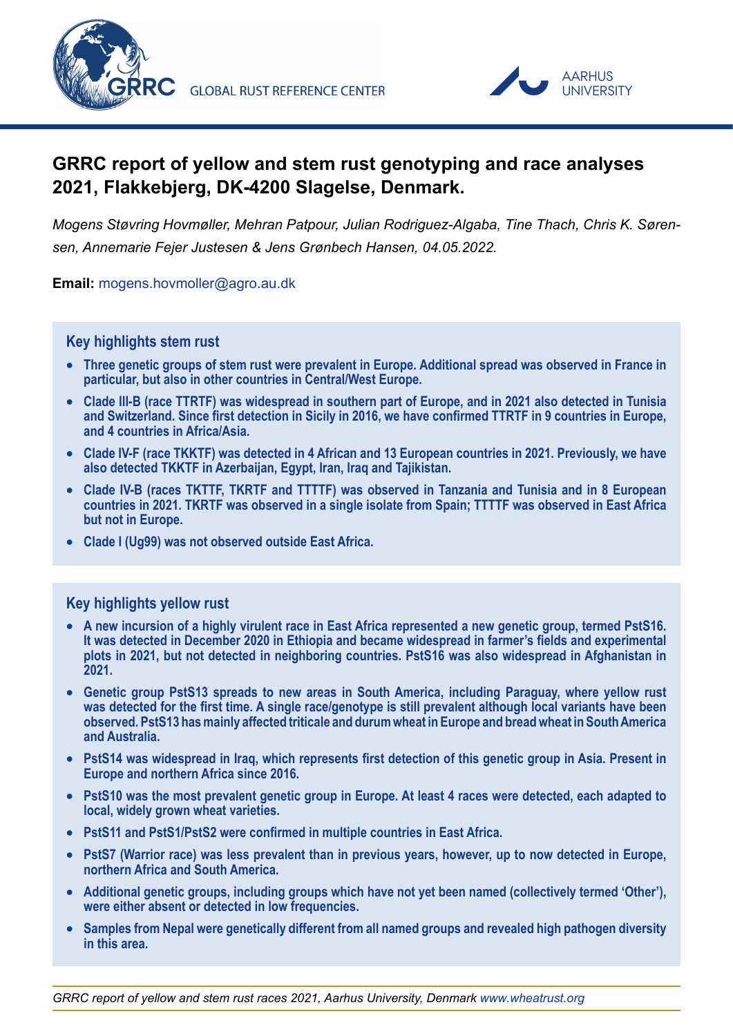GRRC GLOBAL RUST REFERENCE CENTER

AARHUS UNIVERSITY

# GRRC report of yellow and stem rust genotyping and race analyses 2021, Flakkebjerg, DK-4200 Slagelse, Denmark.

*Mogens Støvring Hovmøller, Mehran Patpour, Julian Rodriguez-Algaba, Tine Thach, Chris K. Sørensen, Annemarie Fejer Justesen & Jens Grønbech Hansen, 04.05.2022.*

**Email:** mogens.hovmoller@agro.au.dk

## Key highlights stem rust

- **Three genetic groups of stem rust were prevalent in Europe. Additional spread was observed in France in particular, but also in other countries in Central/West Europe.**
- **Clade III-B (race TTRTF) was widespread in southern part of Europe, and in 2021 also detected in Tunisia and Switzerland. Since first detection in Sicily in 2016, we have confirmed TTRTF in 9 countries in Europe, and 4 countries in Africa/Asia.**
- **Clade IV-F (race TKKTF) was detected in 4 African and 13 European countries in 2021. Previously, we have also detected TKKTF in Azerbaijan, Egypt, Iran, Iraq and Tajikistan.**
- **Clade IV-B (races TKTTF, TKRTF and TTTTF) was observed in Tanzania and Tunisia and in 8 European countries in 2021. TKRTF was observed in a single isolate from Spain; TTTTF was observed in East Africa but not in Europe.**
- **Clade I (Ug99) was not observed outside East Africa.**

## Key highlights yellow rust

- **A new incursion of a highly virulent race in East Africa represented a new genetic group, termed PstS16. It was detected in December 2020 in Ethiopia and became widespread in farmer's fields and experimental plots in 2021, but not detected in neighboring countries. PstS16 was also widespread in Afghanistan in 2021.**
- **Genetic group PstS13 spreads to new areas in South America, including Paraguay, where yellow rust was detected for the first time. A single race/genotype is still prevalent although local variants have been observed. PstS13 has mainly affected triticale and durum wheat in Europe and bread wheat in South America and Australia.**
- **PstS14 was widespread in Iraq, which represents first detection of this genetic group in Asia. Present in Europe and northern Africa since 2016.**
- **PstS10 was the most prevalent genetic group in Europe. At least 4 races were detected, each adapted to local, widely grown wheat varieties.**
- **PstS11 and PstS1/PstS2 were confirmed in multiple countries in East Africa.**
- **PstS7 (Warrior race) was less prevalent than in previous years, however, up to now detected in Europe, northern Africa and South America.**
- **Additional genetic groups, including groups which have not yet been named (collectively termed 'Other'), were either absent or detected in low frequencies.**
- **Samples from Nepal were genetically different from all named groups and revealed high pathogen diversity in this area.**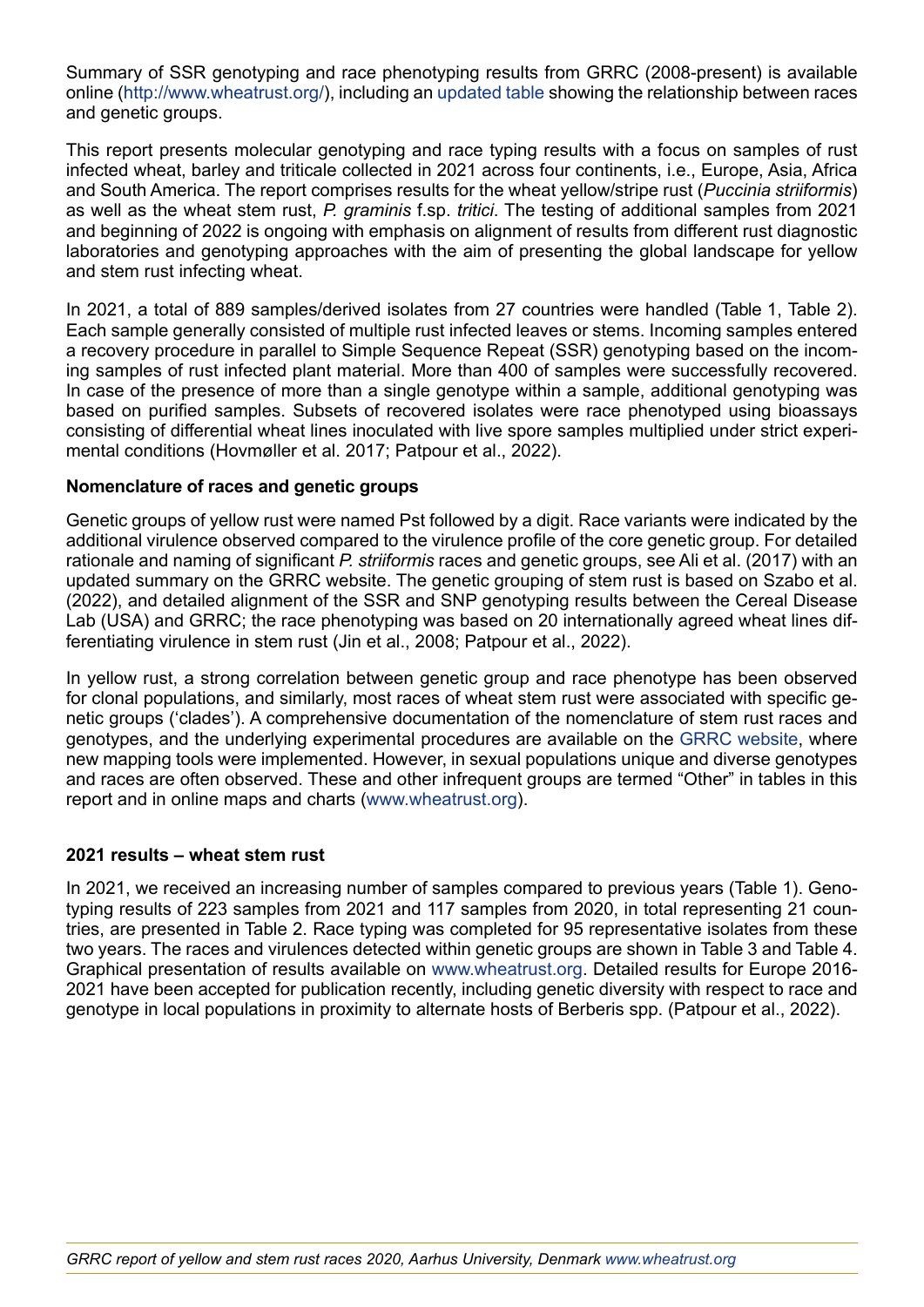Summary of SSR genotyping and race phenotyping results from GRRC (2008-present) is available online (http://www.wheatrust.org/), including an updated table showing the relationship between races and genetic groups.

This report presents molecular genotyping and race typing results with a focus on samples of rust infected wheat, barley and triticale collected in 2021 across four continents, i.e., Europe, Asia, Africa and South America. The report comprises results for the wheat yellow/stripe rust (*Puccinia striiformis*) as well as the wheat stem rust, *P. graminis* f.sp. *tritici*. The testing of additional samples from 2021 and beginning of 2022 is ongoing with emphasis on alignment of results from different rust diagnostic laboratories and genotyping approaches with the aim of presenting the global landscape for yellow and stem rust infecting wheat.

In 2021, a total of 889 samples/derived isolates from 27 countries were handled (Table 1, Table 2). Each sample generally consisted of multiple rust infected leaves or stems. Incoming samples entered a recovery procedure in parallel to Simple Sequence Repeat (SSR) genotyping based on the incoming samples of rust infected plant material. More than 400 of samples were successfully recovered. In case of the presence of more than a single genotype within a sample, additional genotyping was based on purified samples. Subsets of recovered isolates were race phenotyped using bioassays consisting of differential wheat lines inoculated with live spore samples multiplied under strict experimental conditions (Hovmøller et al. 2017; Patpour et al., 2022).

**Nomenclature of races and genetic groups**

Genetic groups of yellow rust were named Pst followed by a digit. Race variants were indicated by the additional virulence observed compared to the virulence profile of the core genetic group. For detailed rationale and naming of significant *P. striiformis* races and genetic groups, see Ali et al. (2017) with an updated summary on the GRRC website. The genetic grouping of stem rust is based on Szabo et al. (2022), and detailed alignment of the SSR and SNP genotyping results between the Cereal Disease Lab (USA) and GRRC; the race phenotyping was based on 20 internationally agreed wheat lines differentiating virulence in stem rust (Jin et al., 2008; Patpour et al., 2022).

In yellow rust, a strong correlation between genetic group and race phenotype has been observed for clonal populations, and similarly, most races of wheat stem rust were associated with specific genetic groups ('clades'). A comprehensive documentation of the nomenclature of stem rust races and genotypes, and the underlying experimental procedures are available on the GRRC website, where new mapping tools were implemented. However, in sexual populations unique and diverse genotypes and races are often observed. These and other infrequent groups are termed "Other" in tables in this report and in online maps and charts (www.wheatrust.org).

**2021 results – wheat stem rust**

In 2021, we received an increasing number of samples compared to previous years (Table 1). Genotyping results of 223 samples from 2021 and 117 samples from 2020, in total representing 21 countries, are presented in Table 2. Race typing was completed for 95 representative isolates from these two years. The races and virulences detected within genetic groups are shown in Table 3 and Table 4. Graphical presentation of results available on www.wheatrust.org. Detailed results for Europe 2016-2021 have been accepted for publication recently, including genetic diversity with respect to race and genotype in local populations in proximity to alternate hosts of Berberis spp. (Patpour et al., 2022).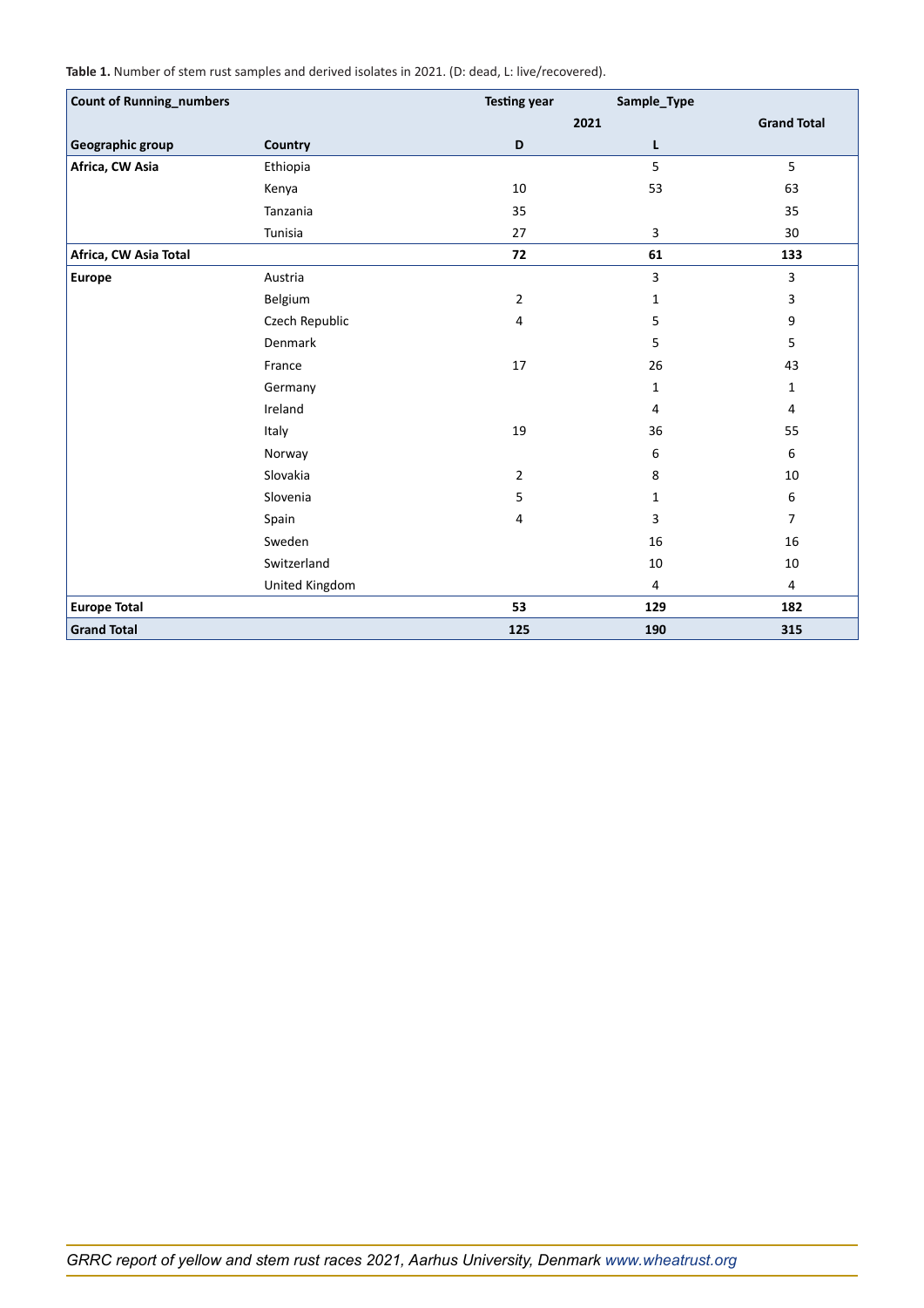**Table 1.** Number of stem rust samples and derived isolates in 2021. (D: dead, L: live/recovered).

| Count of Running_numbers | | Testing year | Sample_Type | |
|---|---|---|---|---|
| | | 2021 | | Grand Total |
| **Geographic group** | **Country** | **D** | **L** | |
| **Africa, CW Asia** | Ethiopia | | 5 | 5 |
| | Kenya | 10 | 53 | 63 |
| | Tanzania | 35 | | 35 |
| | Tunisia | 27 | 3 | 30 |
| **Africa, CW Asia Total** | | **72** | **61** | **133** |
| **Europe** | Austria | | 3 | 3 |
| | Belgium | 2 | 1 | 3 |
| | Czech Republic | 4 | 5 | 9 |
| | Denmark | | 5 | 5 |
| | France | 17 | 26 | 43 |
| | Germany | | 1 | 1 |
| | Ireland | | 4 | 4 |
| | Italy | 19 | 36 | 55 |
| | Norway | | 6 | 6 |
| | Slovakia | 2 | 8 | 10 |
| | Slovenia | 5 | 1 | 6 |
| | Spain | 4 | 3 | 7 |
| | Sweden | | 16 | 16 |
| | Switzerland | | 10 | 10 |
| | United Kingdom | | 4 | 4 |
| **Europe Total** | | **53** | **129** | **182** |
| **Grand Total** | | **125** | **190** | **315** |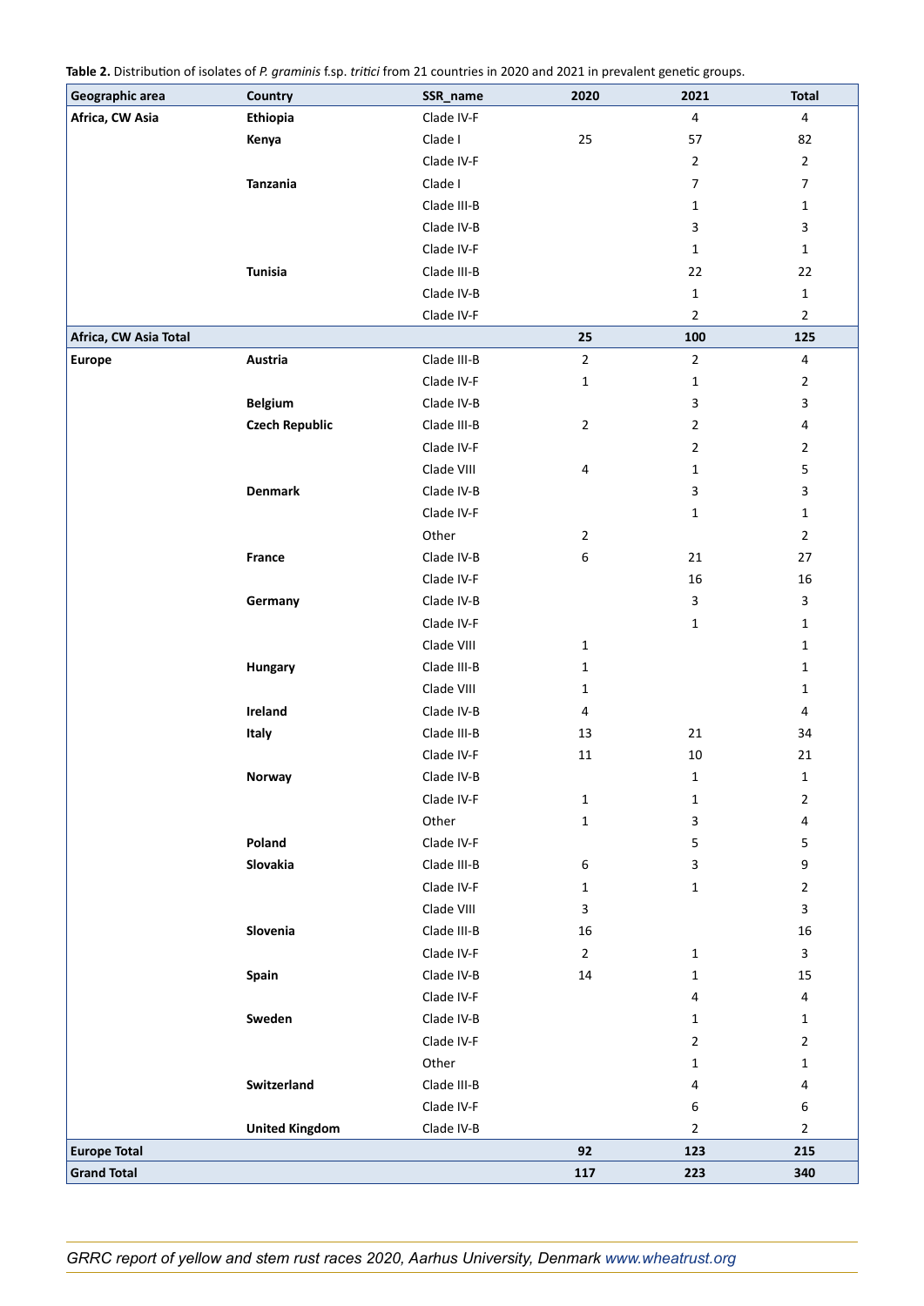**Table 2.** Distribution of isolates of *P. graminis* f.sp. *tritici* from 21 countries in 2020 and 2021 in prevalent genetic groups.

| Geographic area | Country | SSR_name | 2020 | 2021 | Total |
|---|---|---|---|---|---|
| **Africa, CW Asia** | **Ethiopia** | Clade IV-F | | 4 | 4 |
| | **Kenya** | Clade I | 25 | 57 | 82 |
| | | Clade IV-F | | 2 | 2 |
| | **Tanzania** | Clade I | | 7 | 7 |
| | | Clade III-B | | 1 | 1 |
| | | Clade IV-B | | 3 | 3 |
| | | Clade IV-F | | 1 | 1 |
| | **Tunisia** | Clade III-B | | 22 | 22 |
| | | Clade IV-B | | 1 | 1 |
| | | Clade IV-F | | 2 | 2 |
| **Africa, CW Asia Total** | | | **25** | **100** | **125** |
| **Europe** | **Austria** | Clade III-B | 2 | 2 | 4 |
| | | Clade IV-F | 1 | 1 | 2 |
| | **Belgium** | Clade IV-B | | 3 | 3 |
| | **Czech Republic** | Clade III-B | 2 | 2 | 4 |
| | | Clade IV-F | | 2 | 2 |
| | | Clade VIII | 4 | 1 | 5 |
| | **Denmark** | Clade IV-B | | 3 | 3 |
| | | Clade IV-F | | 1 | 1 |
| | | Other | 2 | | 2 |
| | **France** | Clade IV-B | 6 | 21 | 27 |
| | | Clade IV-F | | 16 | 16 |
| | **Germany** | Clade IV-B | | 3 | 3 |
| | | Clade IV-F | | 1 | 1 |
| | | Clade VIII | 1 | | 1 |
| | **Hungary** | Clade III-B | 1 | | 1 |
| | | Clade VIII | 1 | | 1 |
| | **Ireland** | Clade IV-B | 4 | | 4 |
| | **Italy** | Clade III-B | 13 | 21 | 34 |
| | | Clade IV-F | 11 | 10 | 21 |
| | **Norway** | Clade IV-B | | 1 | 1 |
| | | Clade IV-F | 1 | 1 | 2 |
| | | Other | 1 | 3 | 4 |
| | **Poland** | Clade IV-F | | 5 | 5 |
| | **Slovakia** | Clade III-B | 6 | 3 | 9 |
| | | Clade IV-F | 1 | 1 | 2 |
| | | Clade VIII | 3 | | 3 |
| | **Slovenia** | Clade III-B | 16 | | 16 |
| | | Clade IV-F | 2 | 1 | 3 |
| | **Spain** | Clade IV-B | 14 | 1 | 15 |
| | | Clade IV-F | | 4 | 4 |
| | **Sweden** | Clade IV-B | | 1 | 1 |
| | | Clade IV-F | | 2 | 2 |
| | | Other | | 1 | 1 |
| | **Switzerland** | Clade III-B | | 4 | 4 |
| | | Clade IV-F | | 6 | 6 |
| | **United Kingdom** | Clade IV-B | | 2 | 2 |
| **Europe Total** | | | **92** | **123** | **215** |
| **Grand Total** | | | **117** | **223** | **340** |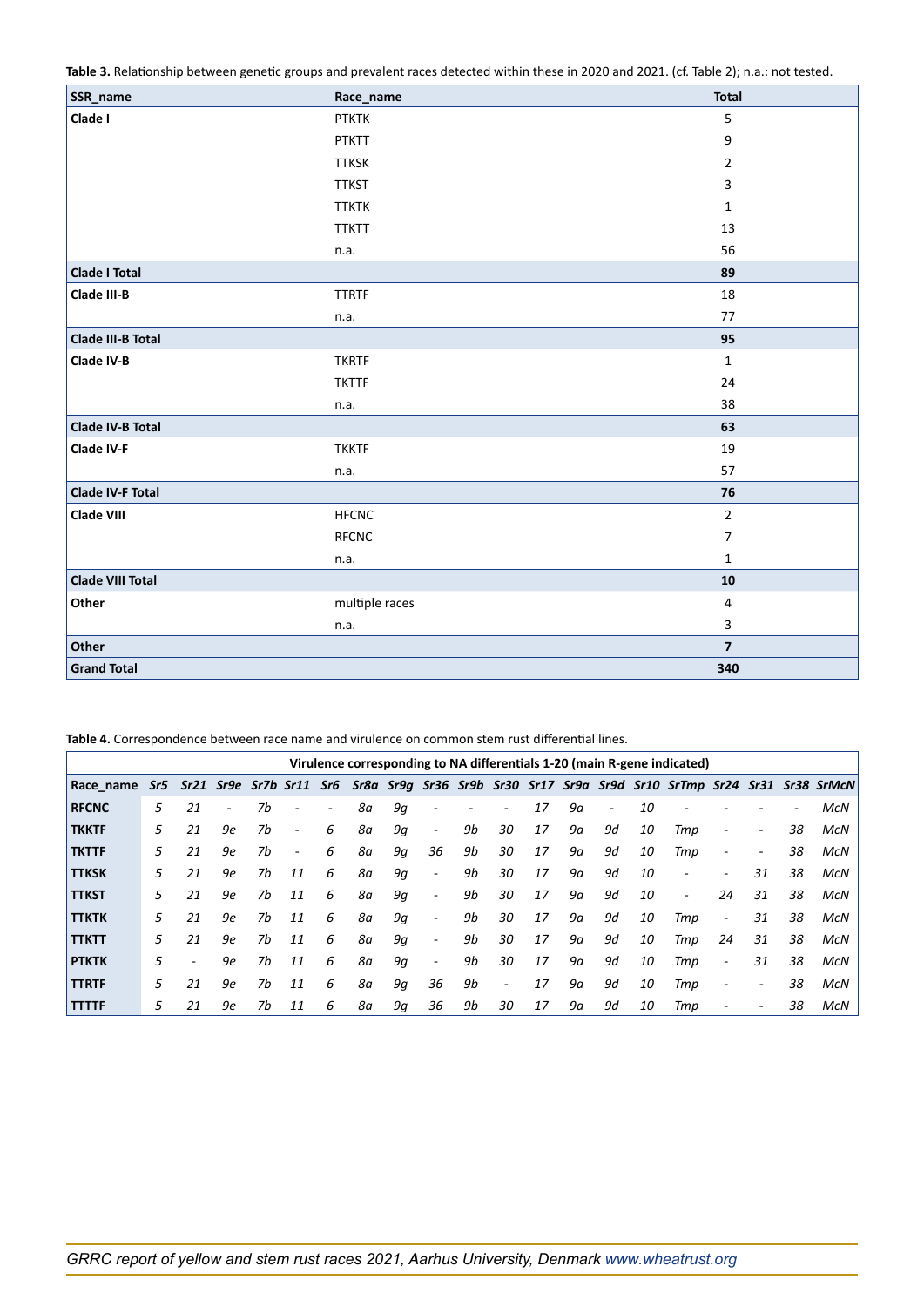**Table 3.** Relationship between genetic groups and prevalent races detected within these in 2020 and 2021. (cf. Table 2); n.a.: not tested.

| SSR_name | Race_name | Total |
|---|---|---|
| **Clade I** | PTKTK | 5 |
| | PTKTT | 9 |
| | TTKSK | 2 |
| | TTKST | 3 |
| | TTKTK | 1 |
| | TTKTT | 13 |
| | n.a. | 56 |
| **Clade I Total** | | **89** |
| **Clade III-B** | TTRTF | 18 |
| | n.a. | 77 |
| **Clade III-B Total** | | **95** |
| **Clade IV-B** | TKRTF | 1 |
| | TKTTF | 24 |
| | n.a. | 38 |
| **Clade IV-B Total** | | **63** |
| **Clade IV-F** | TKKTF | 19 |
| | n.a. | 57 |
| **Clade IV-F Total** | | **76** |
| **Clade VIII** | HFCNC | 2 |
| | RFCNC | 7 |
| | n.a. | 1 |
| **Clade VIII Total** | | **10** |
| **Other** | multiple races | 4 |
| | n.a. | 3 |
| **Other** | | **7** |
| **Grand Total** | | **340** |

**Table 4.** Correspondence between race name and virulence on common stem rust differential lines.

| | Virulence corresponding to NA differentials 1-20 (main R-gene indicated) | | | | | | | | | | | | | | | | | | | |
|---|---|---|---|---|---|---|---|---|---|---|---|---|---|---|---|---|---|---|---|---|
| **Race_name** | ***Sr5*** | ***Sr21*** | ***Sr9e*** | ***Sr7b*** | ***Sr11*** | ***Sr6*** | ***Sr8a*** | ***Sr9g*** | ***Sr36*** | ***Sr9b*** | ***Sr30*** | ***Sr17*** | ***Sr9a*** | ***Sr9d*** | ***Sr10*** | ***SrTmp*** | ***Sr24*** | ***Sr31*** | ***Sr38*** | ***SrMcN*** |
| **RFCNC** | *5* | *21* | - | *7b* | - | - | *8a* | *9g* | - | - | - | *17* | *9a* | - | *10* | - | - | - | - | *McN* |
| **TKKTF** | *5* | *21* | *9e* | *7b* | - | *6* | *8a* | *9g* | - | *9b* | *30* | *17* | *9a* | *9d* | *10* | *Tmp* | - | - | *38* | *McN* |
| **TKTTF** | *5* | *21* | *9e* | *7b* | - | *6* | *8a* | *9g* | *36* | *9b* | *30* | *17* | *9a* | *9d* | *10* | *Tmp* | - | - | *38* | *McN* |
| **TTKSK** | *5* | *21* | *9e* | *7b* | *11* | *6* | *8a* | *9g* | - | *9b* | *30* | *17* | *9a* | *9d* | *10* | - | - | *31* | *38* | *McN* |
| **TTKST** | *5* | *21* | *9e* | *7b* | *11* | *6* | *8a* | *9g* | - | *9b* | *30* | *17* | *9a* | *9d* | *10* | - | *24* | *31* | *38* | *McN* |
| **TTKTK** | *5* | *21* | *9e* | *7b* | *11* | *6* | *8a* | *9g* | - | *9b* | *30* | *17* | *9a* | *9d* | *10* | *Tmp* | - | *31* | *38* | *McN* |
| **TTKTT** | *5* | *21* | *9e* | *7b* | *11* | *6* | *8a* | *9g* | - | *9b* | *30* | *17* | *9a* | *9d* | *10* | *Tmp* | *24* | *31* | *38* | *McN* |
| **PTKTK** | *5* | - | *9e* | *7b* | *11* | *6* | *8a* | *9g* | - | *9b* | *30* | *17* | *9a* | *9d* | *10* | *Tmp* | - | *31* | *38* | *McN* |
| **TTRTF** | *5* | *21* | *9e* | *7b* | *11* | *6* | *8a* | *9g* | *36* | *9b* | - | *17* | *9a* | *9d* | *10* | *Tmp* | - | - | *38* | *McN* |
| **TTTTF** | *5* | *21* | *9e* | *7b* | *11* | *6* | *8a* | *9g* | *36* | *9b* | *30* | *17* | *9a* | *9d* | *10* | *Tmp* | - | - | *38* | *McN* |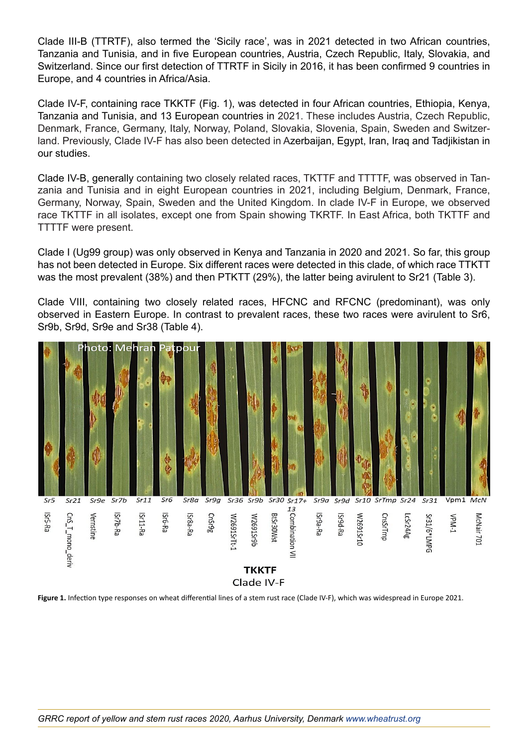Clade III-B (TTRTF), also termed the 'Sicily race', was in 2021 detected in two African countries, Tanzania and Tunisia, and in five European countries, Austria, Czech Republic, Italy, Slovakia, and Switzerland. Since our first detection of TTRTF in Sicily in 2016, it has been confirmed 9 countries in Europe, and 4 countries in Africa/Asia.

Clade IV-F, containing race TKKTF (Fig. 1), was detected in four African countries, Ethiopia, Kenya, Tanzania and Tunisia, and 13 European countries in 2021. These includes Austria, Czech Republic, Denmark, France, Germany, Italy, Norway, Poland, Slovakia, Slovenia, Spain, Sweden and Switzerland. Previously, Clade IV-F has also been detected in Azerbaijan, Egypt, Iran, Iraq and Tadjikistan in our studies.

Clade IV-B, generally containing two closely related races, TKTTF and TTTTF, was observed in Tanzania and Tunisia and in eight European countries in 2021, including Belgium, Denmark, France, Germany, Norway, Spain, Sweden and the United Kingdom. In clade IV-F in Europe, we observed race TKTTF in all isolates, except one from Spain showing TKRTF. In East Africa, both TKTTF and TTTTF were present.

Clade I (Ug99 group) was only observed in Kenya and Tanzania in 2020 and 2021. So far, this group has not been detected in Europe. Six different races were detected in this clade, of which race TTKTT was the most prevalent (38%) and then PTKTT (29%), the latter being avirulent to Sr21 (Table 3).

Clade VIII, containing two closely related races, HFCNC and RFCNC (predominant), was only observed in Eastern Europe. In contrast to prevalent races, these two races were avirulent to Sr6, Sr9b, Sr9d, Sr9e and Sr38 (Table 4).

**Figure 1.** Infection type responses on wheat differential lines of a stem rust race (Clade IV-F), which was widespread in Europe 2021.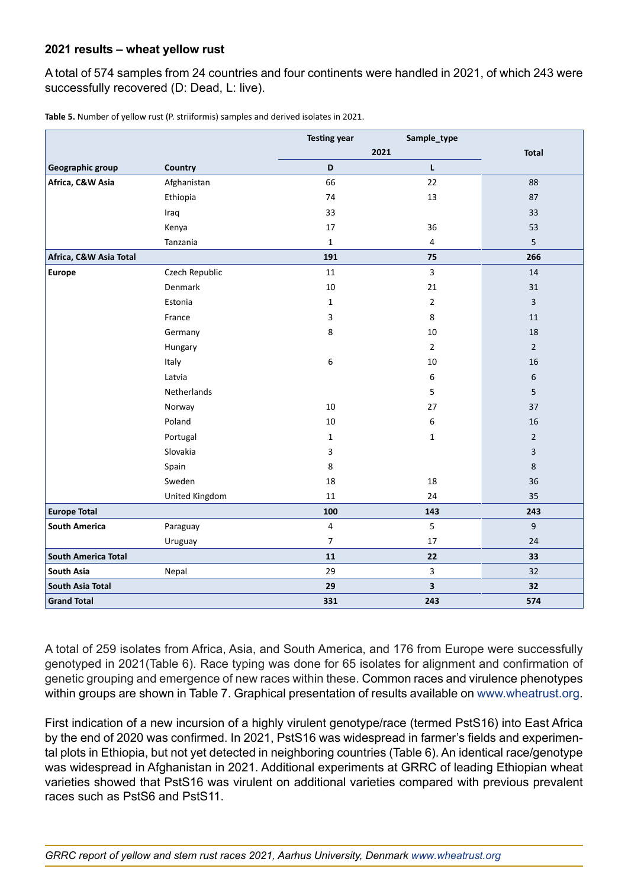**2021 results – wheat yellow rust**

A total of 574 samples from 24 countries and four continents were handled in 2021, of which 243 were successfully recovered (D: Dead, L: live).

**Table 5.** Number of yellow rust (P. striiformis) samples and derived isolates in 2021.

| | | Testing year / Sample_type | | Total |
|---|---|---|---|---|
| | | 2021 | | |
| **Geographic group** | **Country** | **D** | **L** | |
| **Africa, C&W Asia** | Afghanistan | 66 | 22 | 88 |
| | Ethiopia | 74 | 13 | 87 |
| | Iraq | 33 | | 33 |
| | Kenya | 17 | 36 | 53 |
| | Tanzania | 1 | 4 | 5 |
| **Africa, C&W Asia Total** | | **191** | **75** | **266** |
| **Europe** | Czech Republic | 11 | 3 | 14 |
| | Denmark | 10 | 21 | 31 |
| | Estonia | 1 | 2 | 3 |
| | France | 3 | 8 | 11 |
| | Germany | 8 | 10 | 18 |
| | Hungary | | 2 | 2 |
| | Italy | 6 | 10 | 16 |
| | Latvia | | 6 | 6 |
| | Netherlands | | 5 | 5 |
| | Norway | 10 | 27 | 37 |
| | Poland | 10 | 6 | 16 |
| | Portugal | 1 | 1 | 2 |
| | Slovakia | 3 | | 3 |
| | Spain | 8 | | 8 |
| | Sweden | 18 | 18 | 36 |
| | United Kingdom | 11 | 24 | 35 |
| **Europe Total** | | **100** | **143** | **243** |
| **South America** | Paraguay | 4 | 5 | 9 |
| | Uruguay | 7 | 17 | 24 |
| **South America Total** | | **11** | **22** | **33** |
| **South Asia** | Nepal | 29 | 3 | 32 |
| **South Asia Total** | | **29** | **3** | **32** |
| **Grand Total** | | **331** | **243** | **574** |

A total of 259 isolates from Africa, Asia, and South America, and 176 from Europe were successfully genotyped in 2021(Table 6). Race typing was done for 65 isolates for alignment and confirmation of genetic grouping and emergence of new races within these. Common races and virulence phenotypes within groups are shown in Table 7. Graphical presentation of results available on www.wheatrust.org.

First indication of a new incursion of a highly virulent genotype/race (termed PstS16) into East Africa by the end of 2020 was confirmed. In 2021, PstS16 was widespread in farmer's fields and experimental plots in Ethiopia, but not yet detected in neighboring countries (Table 6). An identical race/genotype was widespread in Afghanistan in 2021. Additional experiments at GRRC of leading Ethiopian wheat varieties showed that PstS16 was virulent on additional varieties compared with previous prevalent races such as PstS6 and PstS11.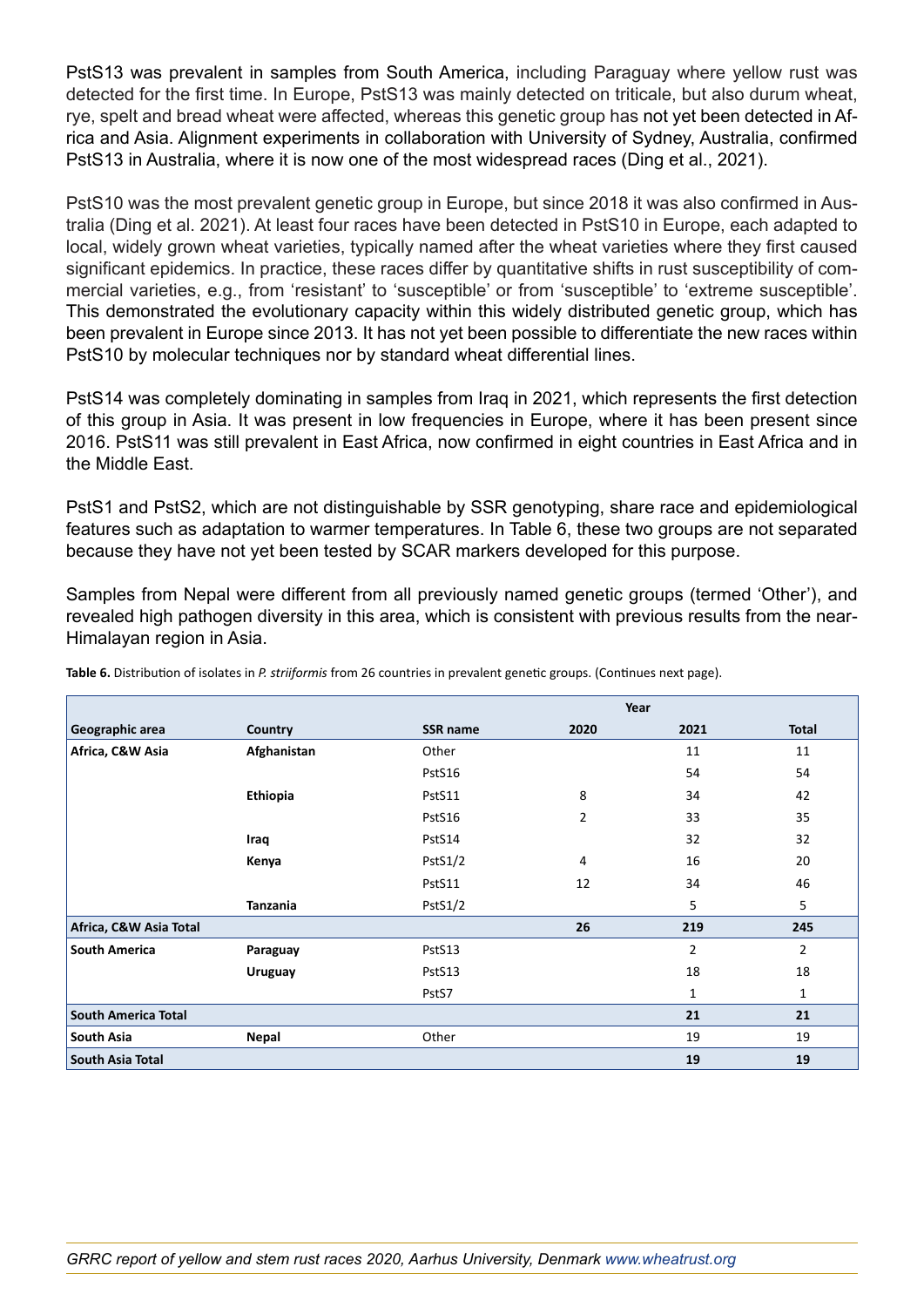PstS13 was prevalent in samples from South America, including Paraguay where yellow rust was detected for the first time. In Europe, PstS13 was mainly detected on triticale, but also durum wheat, rye, spelt and bread wheat were affected, whereas this genetic group has not yet been detected in Africa and Asia. Alignment experiments in collaboration with University of Sydney, Australia, confirmed PstS13 in Australia, where it is now one of the most widespread races (Ding et al., 2021).

PstS10 was the most prevalent genetic group in Europe, but since 2018 it was also confirmed in Australia (Ding et al. 2021). At least four races have been detected in PstS10 in Europe, each adapted to local, widely grown wheat varieties, typically named after the wheat varieties where they first caused significant epidemics. In practice, these races differ by quantitative shifts in rust susceptibility of commercial varieties, e.g., from 'resistant' to 'susceptible' or from 'susceptible' to 'extreme susceptible'. This demonstrated the evolutionary capacity within this widely distributed genetic group, which has been prevalent in Europe since 2013. It has not yet been possible to differentiate the new races within PstS10 by molecular techniques nor by standard wheat differential lines.

PstS14 was completely dominating in samples from Iraq in 2021, which represents the first detection of this group in Asia. It was present in low frequencies in Europe, where it has been present since 2016. PstS11 was still prevalent in East Africa, now confirmed in eight countries in East Africa and in the Middle East.

PstS1 and PstS2, which are not distinguishable by SSR genotyping, share race and epidemiological features such as adaptation to warmer temperatures. In Table 6, these two groups are not separated because they have not yet been tested by SCAR markers developed for this purpose.

Samples from Nepal were different from all previously named genetic groups (termed 'Other'), and revealed high pathogen diversity in this area, which is consistent with previous results from the near-Himalayan region in Asia.

**Table 6.** Distribution of isolates in *P. striiformis* from 26 countries in prevalent genetic groups. (Continues next page).

| | | | Year | | |
|---|---|---|---|---|---|
| **Geographic area** | **Country** | **SSR name** | **2020** | **2021** | **Total** |
| **Africa, C&W Asia** | **Afghanistan** | Other | | 11 | 11 |
| | | PstS16 | | 54 | 54 |
| | **Ethiopia** | PstS11 | 8 | 34 | 42 |
| | | PstS16 | 2 | 33 | 35 |
| | **Iraq** | PstS14 | | 32 | 32 |
| | **Kenya** | PstS1/2 | 4 | 16 | 20 |
| | | PstS11 | 12 | 34 | 46 |
| | **Tanzania** | PstS1/2 | | 5 | 5 |
| **Africa, C&W Asia Total** | | | **26** | **219** | **245** |
| **South America** | **Paraguay** | PstS13 | | 2 | 2 |
| | **Uruguay** | PstS13 | | 18 | 18 |
| | | PstS7 | | 1 | 1 |
| **South America Total** | | | | **21** | **21** |
| **South Asia** | **Nepal** | Other | | 19 | 19 |
| **South Asia Total** | | | | **19** | **19** |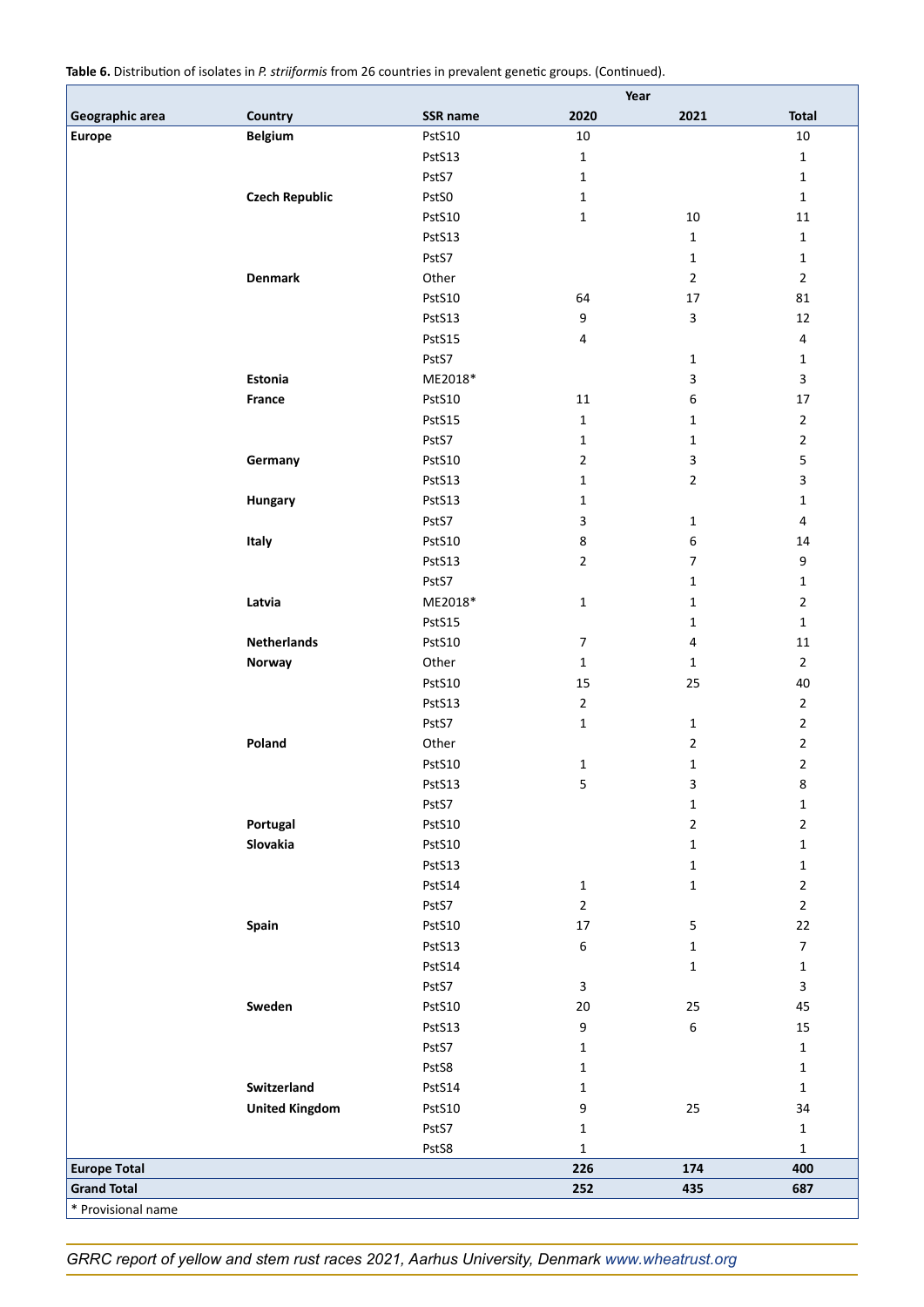**Table 6.** Distribution of isolates in *P. striiformis* from 26 countries in prevalent genetic groups. (Continued).

| Geographic area | Country | SSR name | Year 2020 | 2021 | Total |
|---|---|---|---|---|---|
| **Europe** | **Belgium** | PstS10 | 10 | | 10 |
| | | PstS13 | 1 | | 1 |
| | | PstS7 | 1 | | 1 |
| | **Czech Republic** | PstS0 | 1 | | 1 |
| | | PstS10 | 1 | 10 | 11 |
| | | PstS13 | | 1 | 1 |
| | | PstS7 | | 1 | 1 |
| | **Denmark** | Other | | 2 | 2 |
| | | PstS10 | 64 | 17 | 81 |
| | | PstS13 | 9 | 3 | 12 |
| | | PstS15 | 4 | | 4 |
| | | PstS7 | | 1 | 1 |
| | **Estonia** | ME2018* | | 3 | 3 |
| | **France** | PstS10 | 11 | 6 | 17 |
| | | PstS15 | 1 | 1 | 2 |
| | | PstS7 | 1 | 1 | 2 |
| | **Germany** | PstS10 | 2 | 3 | 5 |
| | | PstS13 | 1 | 2 | 3 |
| | **Hungary** | PstS13 | 1 | | 1 |
| | | PstS7 | 3 | 1 | 4 |
| | **Italy** | PstS10 | 8 | 6 | 14 |
| | | PstS13 | 2 | 7 | 9 |
| | | PstS7 | | 1 | 1 |
| | **Latvia** | ME2018* | 1 | 1 | 2 |
| | | PstS15 | | 1 | 1 |
| | **Netherlands** | PstS10 | 7 | 4 | 11 |
| | **Norway** | Other | 1 | 1 | 2 |
| | | PstS10 | 15 | 25 | 40 |
| | | PstS13 | 2 | | 2 |
| | | PstS7 | 1 | 1 | 2 |
| | **Poland** | Other | | 2 | 2 |
| | | PstS10 | 1 | 1 | 2 |
| | | PstS13 | 5 | 3 | 8 |
| | | PstS7 | | 1 | 1 |
| | **Portugal** | PstS10 | | 2 | 2 |
| | **Slovakia** | PstS10 | | 1 | 1 |
| | | PstS13 | | 1 | 1 |
| | | PstS14 | 1 | 1 | 2 |
| | | PstS7 | 2 | | 2 |
| | **Spain** | PstS10 | 17 | 5 | 22 |
| | | PstS13 | 6 | 1 | 7 |
| | | PstS14 | | 1 | 1 |
| | | PstS7 | 3 | | 3 |
| | **Sweden** | PstS10 | 20 | 25 | 45 |
| | | PstS13 | 9 | 6 | 15 |
| | | PstS7 | 1 | | 1 |
| | | PstS8 | 1 | | 1 |
| | **Switzerland** | PstS14 | 1 | | 1 |
| | **United Kingdom** | PstS10 | 9 | 25 | 34 |
| | | PstS7 | 1 | | 1 |
| | | PstS8 | 1 | | 1 |
| **Europe Total** | | | **226** | **174** | **400** |
| **Grand Total** | | | **252** | **435** | **687** |

\* Provisional name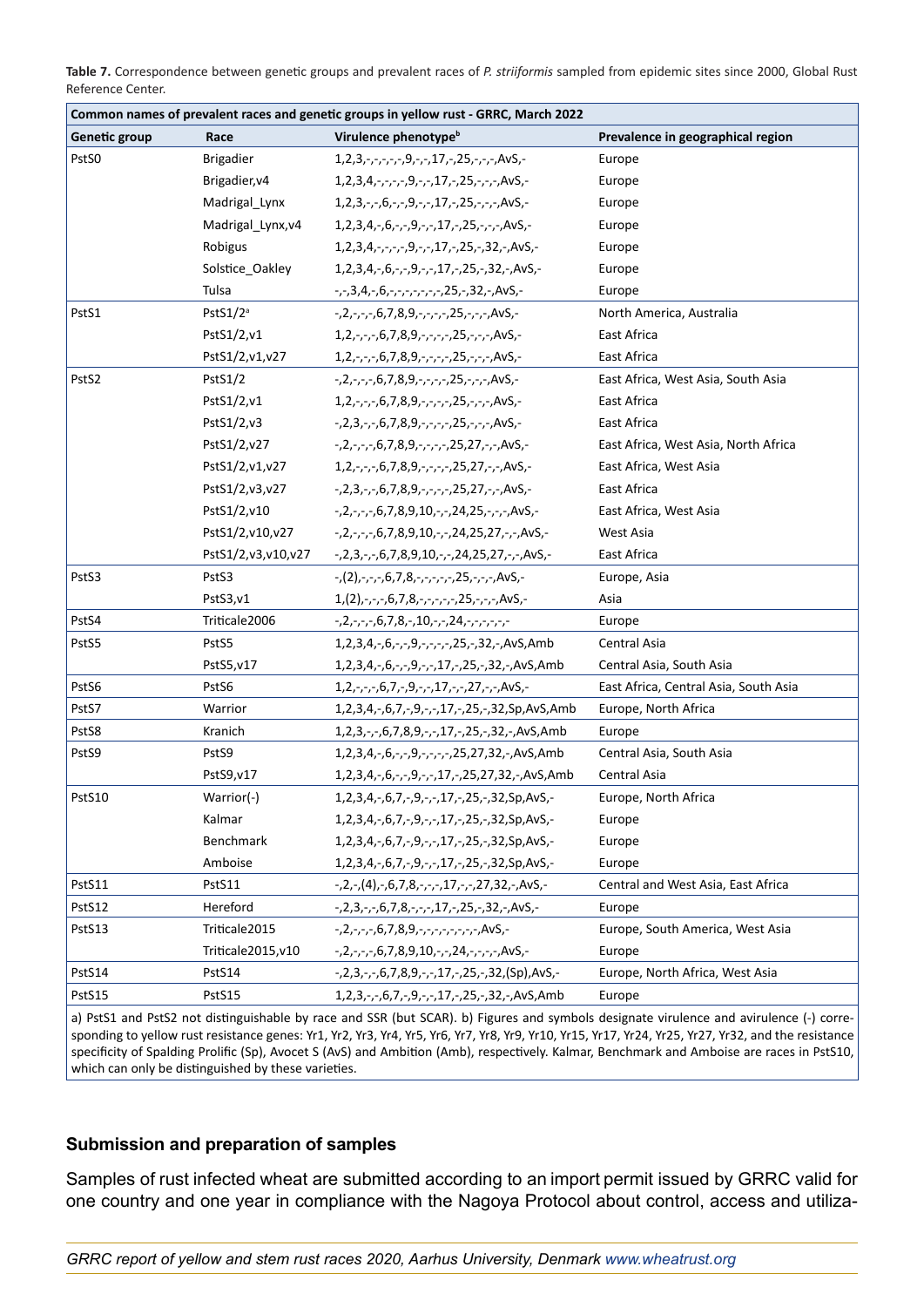**Table 7.** Correspondence between genetic groups and prevalent races of *P. striiformis* sampled from epidemic sites since 2000, Global Rust Reference Center.

| Common names of prevalent races and genetic groups in yellow rust - GRRC, March 2022 | | | |
|---|---|---|---|
| **Genetic group** | **Race** | **Virulence phenotype**[b] | **Prevalence in geographical region** |
| PstS0 | Brigadier | 1,2,3,-,-,-,-,-,9,-,-,17,-,25,-,-,-,AvS,- | Europe |
| | Brigadier,v4 | 1,2,3,4,-,-,-,-,9,-,-,17,-,25,-,-,-,AvS,- | Europe |
| | Madrigal_Lynx | 1,2,3,-,-,6,-,-,9,-,-,17,-,25,-,-,-,AvS,- | Europe |
| | Madrigal_Lynx,v4 | 1,2,3,4,-,6,-,-,9,-,-,17,-,25,-,-,-,AvS,- | Europe |
| | Robigus | 1,2,3,4,-,-,-,-,9,-,-,17,-,25,-,32,-,AvS,- | Europe |
| | Solstice_Oakley | 1,2,3,4,-,6,-,-,9,-,-,17,-,25,-,32,-,AvS,- | Europe |
| | Tulsa | -,-,3,4,-,6,-,-,-,-,-,-,-,25,-,32,-,AvS,- | Europe |
| PstS1 | PstS1/2[a] | -,2,-,-,-,6,7,8,9,-,-,-,-,25,-,-,-,AvS,- | North America, Australia |
| | PstS1/2,v1 | 1,2,-,-,-,6,7,8,9,-,-,-,-,25,-,-,-,AvS,- | East Africa |
| | PstS1/2,v1,v27 | 1,2,-,-,-,6,7,8,9,-,-,-,-,25,-,-,-,AvS,- | East Africa |
| PstS2 | PstS1/2 | -,2,-,-,-,6,7,8,9,-,-,-,-,25,-,-,-,AvS,- | East Africa, West Asia, South Asia |
| | PstS1/2,v1 | 1,2,-,-,-,6,7,8,9,-,-,-,-,25,-,-,-,AvS,- | East Africa |
| | PstS1/2,v3 | -,2,3,-,-,6,7,8,9,-,-,-,-,25,-,-,-,AvS,- | East Africa |
| | PstS1/2,v27 | -,2,-,-,-,6,7,8,9,-,-,-,-,25,27,-,-,AvS,- | East Africa, West Asia, North Africa |
| | PstS1/2,v1,v27 | 1,2,-,-,-,6,7,8,9,-,-,-,-,25,27,-,-,AvS,- | East Africa, West Asia |
| | PstS1/2,v3,v27 | -,2,3,-,-,6,7,8,9,-,-,-,-,25,27,-,-,AvS,- | East Africa |
| | PstS1/2,v10 | -,2,-,-,-,6,7,8,9,10,-,-,24,25,-,-,-,AvS,- | East Africa, West Asia |
| | PstS1/2,v10,v27 | -,2,-,-,-,6,7,8,9,10,-,-,24,25,27,-,-,AvS,- | West Asia |
| | PstS1/2,v3,v10,v27 | -,2,3,-,-,6,7,8,9,10,-,-,24,25,27,-,-,AvS,- | East Africa |
| PstS3 | PstS3 | -,(2),-,-,-,6,7,8,-,-,-,-,-,25,-,-,-,AvS,- | Europe, Asia |
| | PstS3,v1 | 1,(2),-,-,-,6,7,8,-,-,-,-,-,25,-,-,-,AvS,- | Asia |
| PstS4 | Triticale2006 | -,2,-,-,-,6,7,8,-,10,-,-,24,-,-,-,-,-,- | Europe |
| PstS5 | PstS5 | 1,2,3,4,-,6,-,-,9,-,-,-,-,25,-,32,-,AvS,Amb | Central Asia |
| | PstS5,v17 | 1,2,3,4,-,6,-,-,9,-,-,17,-,25,-,32,-,AvS,Amb | Central Asia, South Asia |
| PstS6 | PstS6 | 1,2,-,-,-,6,7,-,9,-,-,17,-,-,27,-,-,AvS,- | East Africa, Central Asia, South Asia |
| PstS7 | Warrior | 1,2,3,4,-,6,7,-,9,-,-,17,-,25,-,32,Sp,AvS,Amb | Europe, North Africa |
| PstS8 | Kranich | 1,2,3,-,-,6,7,8,9,-,-,17,-,25,-,32,-,AvS,Amb | Europe |
| PstS9 | PstS9 | 1,2,3,4,-,6,-,-,9,-,-,-,-,25,27,32,-,AvS,Amb | Central Asia, South Asia |
| | PstS9,v17 | 1,2,3,4,-,6,-,-,9,-,-,17,-,25,27,32,-,AvS,Amb | Central Asia |
| PstS10 | Warrior(-) | 1,2,3,4,-,6,7,-,9,-,-,17,-,25,-,32,Sp,AvS,- | Europe, North Africa |
| | Kalmar | 1,2,3,4,-,6,7,-,9,-,-,17,-,25,-,32,Sp,AvS,- | Europe |
| | Benchmark | 1,2,3,4,-,6,7,-,9,-,-,17,-,25,-,32,Sp,AvS,- | Europe |
| | Amboise | 1,2,3,4,-,6,7,-,9,-,-,17,-,25,-,32,Sp,AvS,- | Europe |
| PstS11 | PstS11 | -,2,-,(4),-,6,7,8,-,-,-,17,-,-,27,32,-,AvS,- | Central and West Asia, East Africa |
| PstS12 | Hereford | -,2,3,-,-,6,7,8,-,-,-,17,-,25,-,32,-,AvS,- | Europe |
| PstS13 | Triticale2015 | -,2,-,-,-,6,7,8,9,-,-,-,-,-,-,-,-,AvS,- | Europe, South America, West Asia |
| | Triticale2015,v10 | -,2,-,-,-,6,7,8,9,10,-,-,24,-,-,-,-,AvS,- | Europe |
| PstS14 | PstS14 | -,2,3,-,-,6,7,8,9,-,-,17,-,25,-,32,(Sp),AvS,- | Europe, North Africa, West Asia |
| PstS15 | PstS15 | 1,2,3,-,-,6,7,-,9,-,-,17,-,25,-,32,-,AvS,Amb | Europe |

a) PstS1 and PstS2 not distinguishable by race and SSR (but SCAR). b) Figures and symbols designate virulence and avirulence (-) corresponding to yellow rust resistance genes: Yr1, Yr2, Yr3, Yr4, Yr5, Yr6, Yr7, Yr8, Yr9, Yr10, Yr15, Yr17, Yr24, Yr25, Yr27, Yr32, and the resistance specificity of Spalding Prolific (Sp), Avocet S (AvS) and Ambition (Amb), respectively. Kalmar, Benchmark and Amboise are races in PstS10, which can only be distinguished by these varieties.

## Submission and preparation of samples

Samples of rust infected wheat are submitted according to an import permit issued by GRRC valid for one country and one year in compliance with the Nagoya Protocol about control, access and utiliza-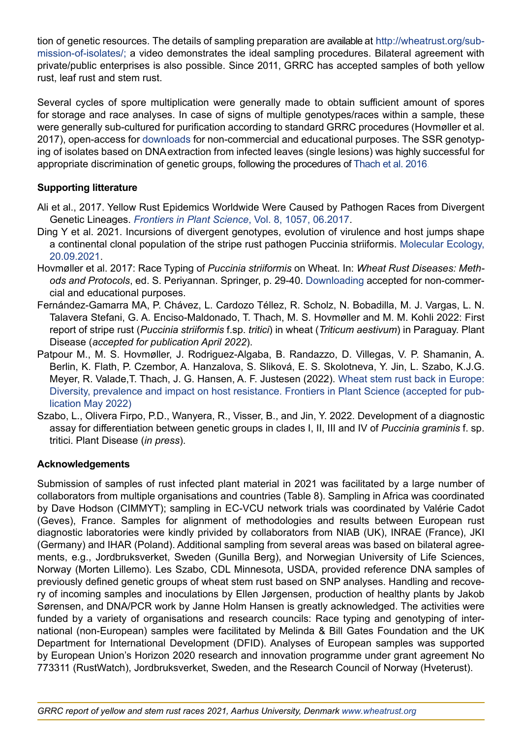tion of genetic resources. The details of sampling preparation are available at http://wheatrust.org/submission-of-isolates/; a video demonstrates the ideal sampling procedures. Bilateral agreement with private/public enterprises is also possible. Since 2011, GRRC has accepted samples of both yellow rust, leaf rust and stem rust.

Several cycles of spore multiplication were generally made to obtain sufficient amount of spores for storage and race analyses. In case of signs of multiple genotypes/races within a sample, these were generally sub-cultured for purification according to standard GRRC procedures (Hovmøller et al. 2017), open-access for downloads for non-commercial and educational purposes. The SSR genotyping of isolates based on DNA extraction from infected leaves (single lesions) was highly successful for appropriate discrimination of genetic groups, following the procedures of Thach et al. 2016.

**Supporting litterature**

Ali et al., 2017. Yellow Rust Epidemics Worldwide Were Caused by Pathogen Races from Divergent Genetic Lineages. *Frontiers in Plant Science*, Vol. 8, 1057, 06.2017.

Ding Y et al. 2021. Incursions of divergent genotypes, evolution of virulence and host jumps shape a continental clonal population of the stripe rust pathogen Puccinia striiformis. Molecular Ecology, 20.09.2021.

Hovmøller et al. 2017: Race Typing of *Puccinia striiformis* on Wheat. In: *Wheat Rust Diseases: Methods and Protocols*, ed. S. Periyannan. Springer, p. 29-40. Downloading accepted for non-commercial and educational purposes.

Fernández-Gamarra MA, P. Chávez, L. Cardozo Téllez, R. Scholz, N. Bobadilla, M. J. Vargas, L. N. Talavera Stefani, G. A. Enciso-Maldonado, T. Thach, M. S. Hovmøller and M. M. Kohli 2022: First report of stripe rust (*Puccinia striiformis* f.sp. *tritici*) in wheat (*Triticum aestivum*) in Paraguay. Plant Disease (*accepted for publication April 2022*).

Patpour M., M. S. Hovmøller, J. Rodriguez-Algaba, B. Randazzo, D. Villegas, V. P. Shamanin, A. Berlin, K. Flath, P. Czembor, A. Hanzalova, S. Sliková, E. S. Skolotneva, Y. Jin, L. Szabo, K.J.G. Meyer, R. Valade,T. Thach, J. G. Hansen, A. F. Justesen (2022). Wheat stem rust back in Europe: Diversity, prevalence and impact on host resistance. Frontiers in Plant Science (accepted for publication May 2022)

Szabo, L., Olivera Firpo, P.D., Wanyera, R., Visser, B., and Jin, Y. 2022. Development of a diagnostic assay for differentiation between genetic groups in clades I, II, III and IV of *Puccinia graminis* f. sp. tritici. Plant Disease (*in press*).

**Acknowledgements**

Submission of samples of rust infected plant material in 2021 was facilitated by a large number of collaborators from multiple organisations and countries (Table 8). Sampling in Africa was coordinated by Dave Hodson (CIMMYT); sampling in EC-VCU network trials was coordinated by Valérie Cadot (Geves), France. Samples for alignment of methodologies and results between European rust diagnostic laboratories were kindly privided by collaborators from NIAB (UK), INRAE (France), JKI (Germany) and IHAR (Poland). Additional sampling from several areas was based on bilateral agreements, e.g., Jordbruksverket, Sweden (Gunilla Berg), and Norwegian University of Life Sciences, Norway (Morten Lillemo). Les Szabo, CDL Minnesota, USDA, provided reference DNA samples of previously defined genetic groups of wheat stem rust based on SNP analyses. Handling and recovery of incoming samples and inoculations by Ellen Jørgensen, production of healthy plants by Jakob Sørensen, and DNA/PCR work by Janne Holm Hansen is greatly acknowledged. The activities were funded by a variety of organisations and research councils: Race typing and genotyping of international (non-European) samples were facilitated by Melinda & Bill Gates Foundation and the UK Department for International Development (DFID). Analyses of European samples was supported by European Union's Horizon 2020 research and innovation programme under grant agreement No 773311 (RustWatch), Jordbruksverket, Sweden, and the Research Council of Norway (Hveterust).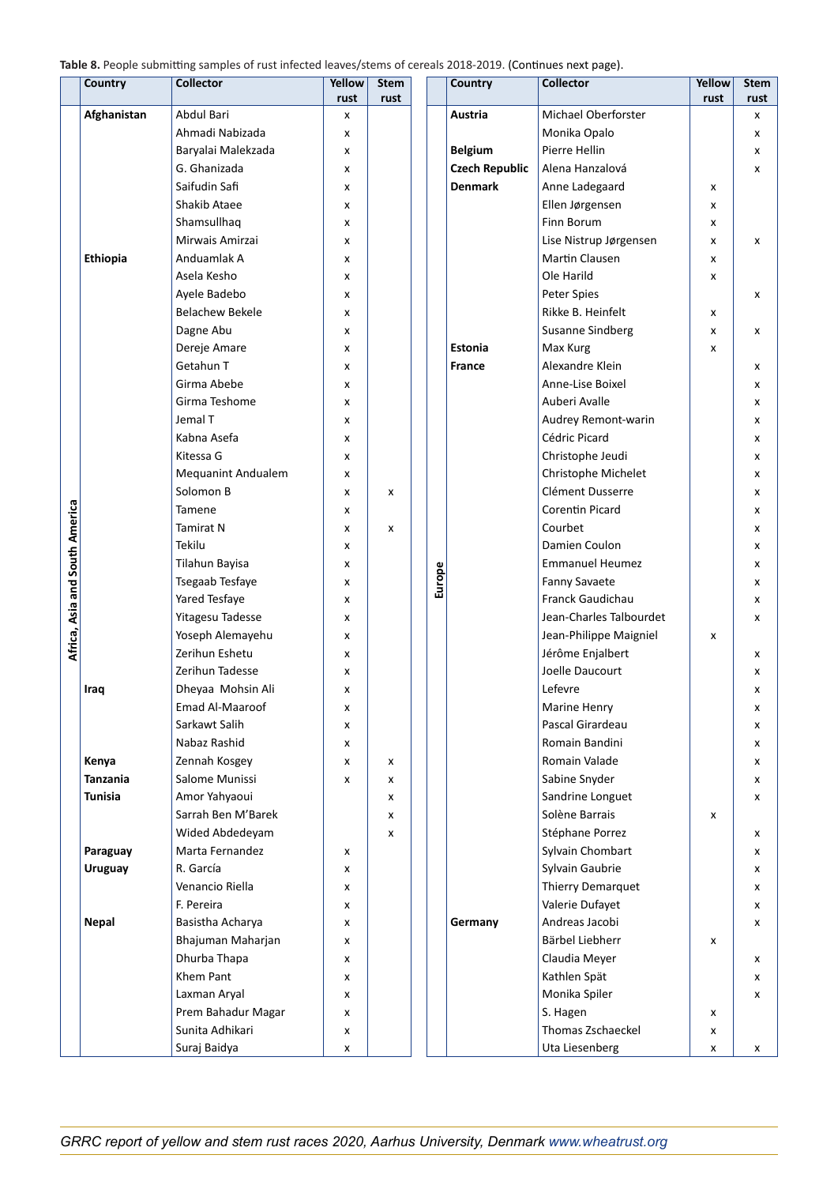**Table 8.** People submitting samples of rust infected leaves/stems of cereals 2018-2019. (Continues next page).

| Region | Country | Collector | Yellow rust | Stem rust |
|---|---|---|---|---|
| Africa, Asia and South America | **Afghanistan** | Abdul Bari | x | |
| | | Ahmadi Nabizada | x | |
| | | Baryalai Malekzada | x | |
| | | G. Ghanizada | x | |
| | | Saifudin Safi | x | |
| | | Shakib Ataee | x | |
| | | Shamsullhaq | x | |
| | | Mirwais Amirzai | x | |
| | **Ethiopia** | Anduamlak A | x | |
| | | Asela Kesho | x | |
| | | Ayele Badebo | x | |
| | | Belachew Bekele | x | |
| | | Dagne Abu | x | |
| | | Dereje Amare | x | |
| | | Getahun T | x | |
| | | Girma Abebe | x | |
| | | Girma Teshome | x | |
| | | Jemal T | x | |
| | | Kabna Asefa | x | |
| | | Kitessa G | x | |
| | | Mequanint Andualem | x | |
| | | Solomon B | x | x |
| | | Tamene | x | |
| | | Tamirat N | x | x |
| | | Tekilu | x | |
| | | Tilahun Bayisa | x | |
| | | Tsegaab Tesfaye | x | |
| | | Yared Tesfaye | x | |
| | | Yitagesu Tadesse | x | |
| | | Yoseph Alemayehu | x | |
| | | Zerihun Eshetu | x | |
| | | Zerihun Tadesse | x | |
| | **Iraq** | Dheyaa Mohsin Ali | x | |
| | | Emad Al-Maaroof | x | |
| | | Sarkawt Salih | x | |
| | | Nabaz Rashid | x | |
| | **Kenya** | Zennah Kosgey | x | x |
| | **Tanzania** | Salome Munissi | x | x |
| | **Tunisia** | Amor Yahyaoui | | x |
| | | Sarrah Ben M'Barek | | x |
| | | Wided Abdedeyam | | x |
| | **Paraguay** | Marta Fernandez | x | |
| | **Uruguay** | R. García | x | |
| | | Venancio Riella | x | |
| | | F. Pereira | x | |
| | **Nepal** | Basistha Acharya | x | |
| | | Bhajuman Maharjan | x | |
| | | Dhurba Thapa | x | |
| | | Khem Pant | x | |
| | | Laxman Aryal | x | |
| | | Prem Bahadur Magar | x | |
| | | Sunita Adhikari | x | |
| | | Suraj Baidya | x | |
| Europe | **Austria** | Michael Oberforster | | x |
| | | Monika Opalo | | x |
| | **Belgium** | Pierre Hellin | | x |
| | **Czech Republic** | Alena Hanzalová | | x |
| | **Denmark** | Anne Ladegaard | x | |
| | | Ellen Jørgensen | x | |
| | | Finn Borum | x | |
| | | Lise Nistrup Jørgensen | x | x |
| | | Martin Clausen | x | |
| | | Ole Harild | x | |
| | | Peter Spies | | x |
| | | Rikke B. Heinfelt | x | |
| | | Susanne Sindberg | x | x |
| | **Estonia** | Max Kurg | x | |
| | **France** | Alexandre Klein | | x |
| | | Anne-Lise Boixel | | x |
| | | Auberi Avalle | | x |
| | | Audrey Remont-warin | | x |
| | | Cédric Picard | | x |
| | | Christophe Jeudi | | x |
| | | Christophe Michelet | | x |
| | | Clément Dusserre | | x |
| | | Corentin Picard | | x |
| | | Courbet | | x |
| | | Damien Coulon | | x |
| | | Emmanuel Heumez | | x |
| | | Fanny Savaete | | x |
| | | Franck Gaudichau | | x |
| | | Jean-Charles Talbourdet | | x |
| | | Jean-Philippe Maigniel | x | |
| | | Jérôme Enjalbert | | x |
| | | Joelle Daucourt | | x |
| | | Lefevre | | x |
| | | Marine Henry | | x |
| | | Pascal Girardeau | | x |
| | | Romain Bandini | | x |
| | | Romain Valade | | x |
| | | Sabine Snyder | | x |
| | | Sandrine Longuet | | x |
| | | Solène Barrais | x | |
| | | Stéphane Porrez | | x |
| | | Sylvain Chombart | | x |
| | | Sylvain Gaubrie | | x |
| | | Thierry Demarquet | | x |
| | | Valerie Dufayet | | x |
| | **Germany** | Andreas Jacobi | | x |
| | | Bärbel Liebherr | x | |
| | | Claudia Meyer | | x |
| | | Kathlen Spät | | x |
| | | Monika Spiler | | x |
| | | S. Hagen | x | |
| | | Thomas Zschaeckel | x | |
| | | Uta Liesenberg | x | x |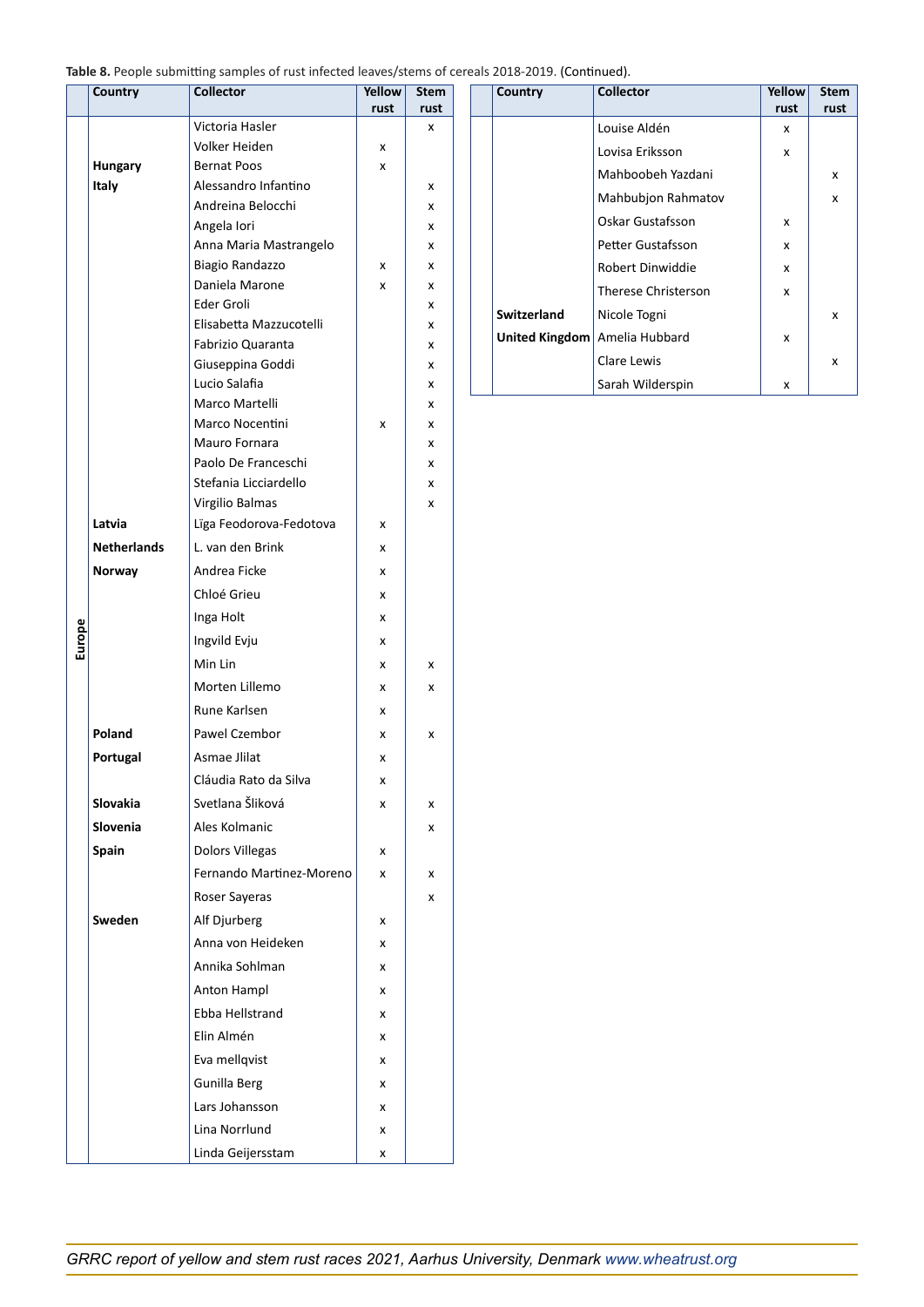**Table 8.** People submitting samples of rust infected leaves/stems of cereals 2018-2019. (Continued).

| | Country | Collector | Yellow rust | Stem rust |
|---|---|---|---|---|
| Europe | | Victoria Hasler | | x |
| | | Volker Heiden | x | |
| | **Hungary** | Bernat Poos | x | |
| | **Italy** | Alessandro Infantino | | x |
| | | Andreina Belocchi | | x |
| | | Angela Iori | | x |
| | | Anna Maria Mastrangelo | | x |
| | | Biagio Randazzo | x | x |
| | | Daniela Marone | x | x |
| | | Eder Groli | | x |
| | | Elisabetta Mazzucotelli | | x |
| | | Fabrizio Quaranta | | x |
| | | Giuseppina Goddi | | x |
| | | Lucio Salafia | | x |
| | | Marco Martelli | | x |
| | | Marco Nocentini | x | x |
| | | Mauro Fornara | | x |
| | | Paolo De Franceschi | | x |
| | | Stefania Licciardello | | x |
| | | Virgilio Balmas | | x |
| | **Latvia** | Līga Feodorova-Fedotova | x | |
| | **Netherlands** | L. van den Brink | x | |
| | **Norway** | Andrea Ficke | x | |
| | | Chloé Grieu | x | |
| | | Inga Holt | x | |
| | | Ingvild Evju | x | |
| | | Min Lin | x | x |
| | | Morten Lillemo | x | x |
| | | Rune Karlsen | x | |
| | **Poland** | Pawel Czembor | x | x |
| | **Portugal** | Asmae Jlilat | x | |
| | | Cláudia Rato da Silva | x | |
| | **Slovakia** | Svetlana Šliková | x | x |
| | **Slovenia** | Ales Kolmanic | | x |
| | **Spain** | Dolors Villegas | x | |
| | | Fernando Martinez-Moreno | x | x |
| | | Roser Sayeras | | x |
| | **Sweden** | Alf Djurberg | x | |
| | | Anna von Heideken | x | |
| | | Annika Sohlman | x | |
| | | Anton Hampl | x | |
| | | Ebba Hellstrand | x | |
| | | Elin Almén | x | |
| | | Eva mellqvist | x | |
| | | Gunilla Berg | x | |
| | | Lars Johansson | x | |
| | | Lina Norrlund | x | |
| | | Linda Geijersstam | x | |
| | | Louise Aldén | x | |
| | | Lovisa Eriksson | x | |
| | | Mahboobeh Yazdani | | x |
| | | Mahbubjon Rahmatov | | x |
| | | Oskar Gustafsson | x | |
| | | Petter Gustafsson | x | |
| | | Robert Dinwiddie | x | |
| | | Therese Christerson | x | |
| | **Switzerland** | Nicole Togni | | x |
| | **United Kingdom** | Amelia Hubbard | x | |
| | | Clare Lewis | | x |
| | | Sarah Wilderspin | x | |